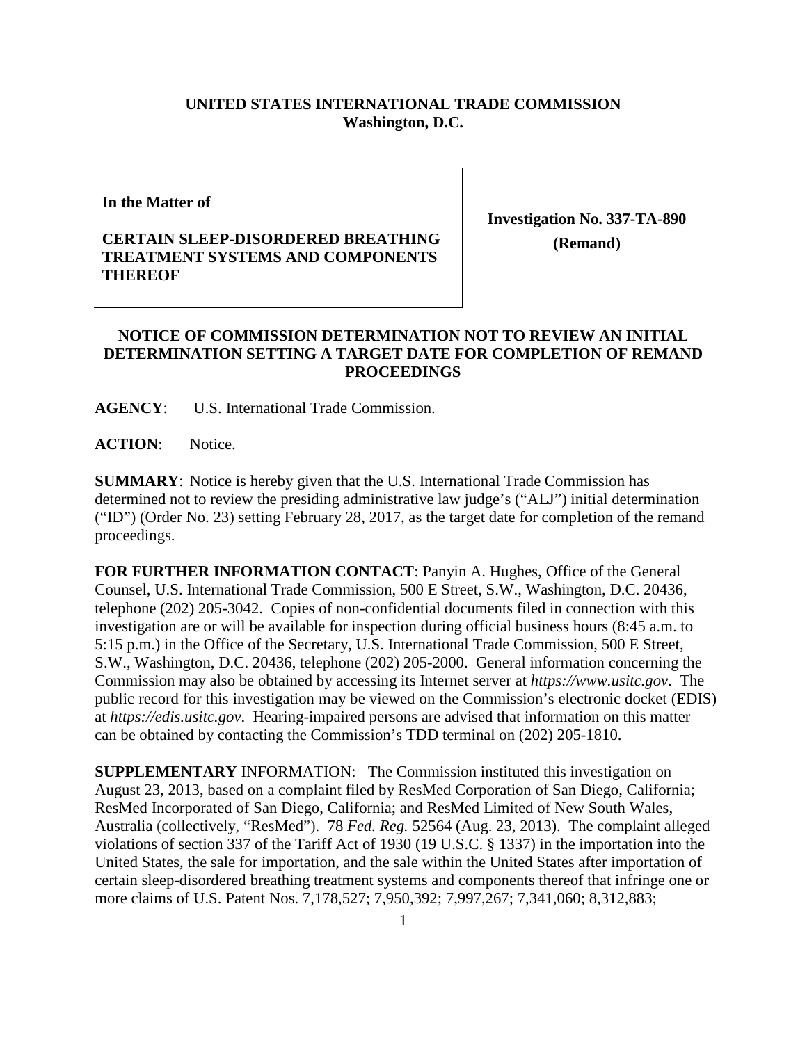**UNITED STATES INTERNATIONAL TRADE COMMISSION**
**Washington, D.C.**

**In the Matter of**

**CERTAIN SLEEP-DISORDERED BREATHING TREATMENT SYSTEMS AND COMPONENTS THEREOF**

**Investigation No. 337-TA-890**
**(Remand)**

## NOTICE OF COMMISSION DETERMINATION NOT TO REVIEW AN INITIAL DETERMINATION SETTING A TARGET DATE FOR COMPLETION OF REMAND PROCEEDINGS

**AGENCY**: U.S. International Trade Commission.

**ACTION**: Notice.

**SUMMARY**: Notice is hereby given that the U.S. International Trade Commission has determined not to review the presiding administrative law judge's ("ALJ") initial determination ("ID") (Order No. 23) setting February 28, 2017, as the target date for completion of the remand proceedings.

**FOR FURTHER INFORMATION CONTACT**: Panyin A. Hughes, Office of the General Counsel, U.S. International Trade Commission, 500 E Street, S.W., Washington, D.C. 20436, telephone (202) 205-3042. Copies of non-confidential documents filed in connection with this investigation are or will be available for inspection during official business hours (8:45 a.m. to 5:15 p.m.) in the Office of the Secretary, U.S. International Trade Commission, 500 E Street, S.W., Washington, D.C. 20436, telephone (202) 205-2000. General information concerning the Commission may also be obtained by accessing its Internet server at *https://www.usitc.gov*. The public record for this investigation may be viewed on the Commission's electronic docket (EDIS) at *https://edis.usitc.gov*. Hearing-impaired persons are advised that information on this matter can be obtained by contacting the Commission's TDD terminal on (202) 205-1810.

**SUPPLEMENTARY** INFORMATION: The Commission instituted this investigation on August 23, 2013, based on a complaint filed by ResMed Corporation of San Diego, California; ResMed Incorporated of San Diego, California; and ResMed Limited of New South Wales, Australia (collectively, "ResMed"). 78 *Fed. Reg.* 52564 (Aug. 23, 2013). The complaint alleged violations of section 337 of the Tariff Act of 1930 (19 U.S.C. § 1337) in the importation into the United States, the sale for importation, and the sale within the United States after importation of certain sleep-disordered breathing treatment systems and components thereof that infringe one or more claims of U.S. Patent Nos. 7,178,527; 7,950,392; 7,997,267; 7,341,060; 8,312,883;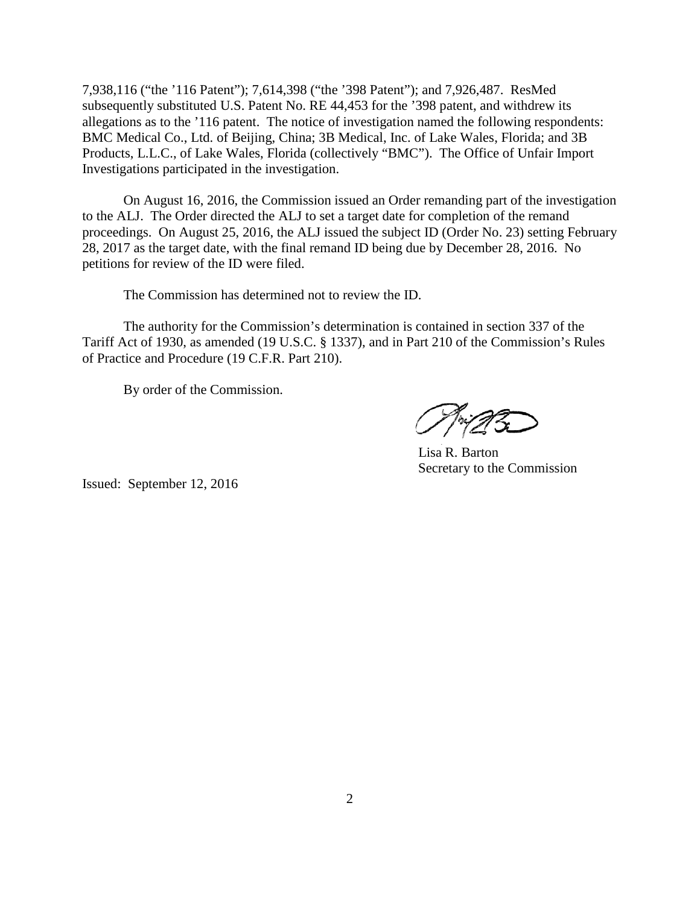7,938,116 (“the ’116 Patent”); 7,614,398 (“the ’398 Patent”); and 7,926,487. ResMed subsequently substituted U.S. Patent No. RE 44,453 for the ’398 patent, and withdrew its allegations as to the ’116 patent. The notice of investigation named the following respondents: BMC Medical Co., Ltd. of Beijing, China; 3B Medical, Inc. of Lake Wales, Florida; and 3B Products, L.L.C., of Lake Wales, Florida (collectively “BMC”). The Office of Unfair Import Investigations participated in the investigation.

On August 16, 2016, the Commission issued an Order remanding part of the investigation to the ALJ. The Order directed the ALJ to set a target date for completion of the remand proceedings. On August 25, 2016, the ALJ issued the subject ID (Order No. 23) setting February 28, 2017 as the target date, with the final remand ID being due by December 28, 2016. No petitions for review of the ID were filed.

The Commission has determined not to review the ID.

The authority for the Commission’s determination is contained in section 337 of the Tariff Act of 1930, as amended (19 U.S.C. § 1337), and in Part 210 of the Commission’s Rules of Practice and Procedure (19 C.F.R. Part 210).

By order of the Commission.

Lisa R. Barton
Secretary to the Commission

Issued: September 12, 2016